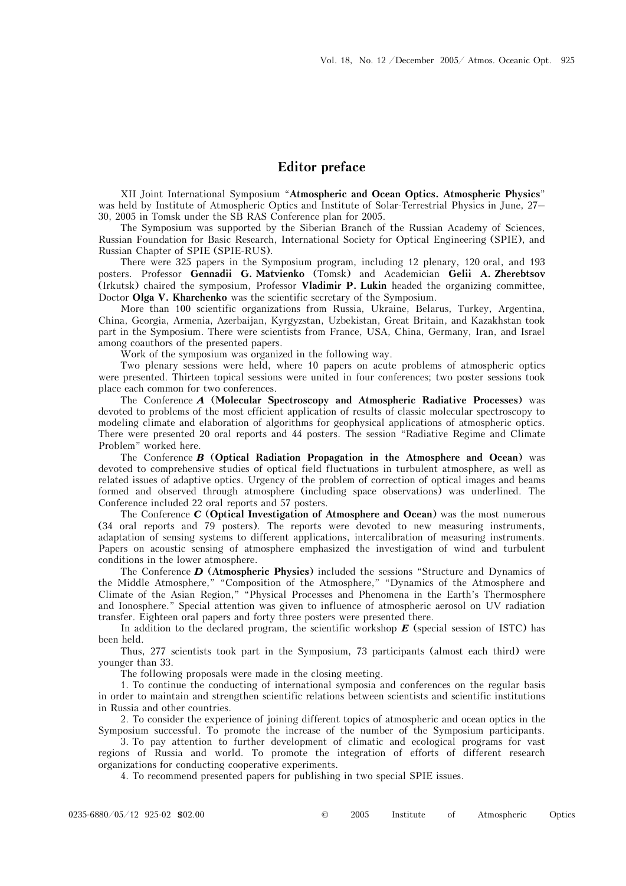# Editor preface

XII Joint International Symposium "**Atmospheric and Ocean Optics. Atmospheric Physics**" was held by Institute of Atmospheric Optics and Institute of Solar-Terrestrial Physics in June, 27–30, 2005 in Tomsk under the SB RAS Conference plan for 2005.

The Symposium was supported by the Siberian Branch of the Russian Academy of Sciences, Russian Foundation for Basic Research, International Society for Optical Engineering (SPIE), and Russian Chapter of SPIE (SPIE-RUS).

There were 325 papers in the Symposium program, including 12 plenary, 120 oral, and 193 posters. Professor **Gennadii G. Matvienko** (Tomsk) and Academician **Gelii A. Zherebtsov** (Irkutsk) chaired the symposium, Professor **Vladimir P. Lukin** headed the organizing committee, Doctor **Olga V. Kharchenko** was the scientific secretary of the Symposium.

More than 100 scientific organizations from Russia, Ukraine, Belarus, Turkey, Argentina, China, Georgia, Armenia, Azerbaijan, Kyrgyzstan, Uzbekistan, Great Britain, and Kazakhstan took part in the Symposium. There were scientists from France, USA, China, Germany, Iran, and Israel among coauthors of the presented papers.

Work of the symposium was organized in the following way.

Two plenary sessions were held, where 10 papers on acute problems of atmospheric optics were presented. Thirteen topical sessions were united in four conferences; two poster sessions took place each common for two conferences.

The Conference ***A*** **(Molecular Spectroscopy and Atmospheric Radiative Processes)** was devoted to problems of the most efficient application of results of classic molecular spectroscopy to modeling climate and elaboration of algorithms for geophysical applications of atmospheric optics. There were presented 20 oral reports and 44 posters. The session "Radiative Regime and Climate Problem" worked here.

The Conference ***B*** **(Optical Radiation Propagation in the Atmosphere and Ocean)** was devoted to comprehensive studies of optical field fluctuations in turbulent atmosphere, as well as related issues of adaptive optics. Urgency of the problem of correction of optical images and beams formed and observed through atmosphere (including space observations) was underlined. The Conference included 22 oral reports and 57 posters.

The Conference ***C*** **(Optical Investigation of Atmosphere and Ocean)** was the most numerous (34 oral reports and 79 posters). The reports were devoted to new measuring instruments, adaptation of sensing systems to different applications, intercalibration of measuring instruments. Papers on acoustic sensing of atmosphere emphasized the investigation of wind and turbulent conditions in the lower atmosphere.

The Conference ***D*** **(Atmospheric Physics)** included the sessions "Structure and Dynamics of the Middle Atmosphere," "Composition of the Atmosphere," "Dynamics of the Atmosphere and Climate of the Asian Region," "Physical Processes and Phenomena in the Earth's Thermosphere and Ionosphere." Special attention was given to influence of atmospheric aerosol on UV radiation transfer. Eighteen oral papers and forty three posters were presented there.

In addition to the declared program, the scientific workshop ***E*** (special session of ISTC) has been held.

Thus, 277 scientists took part in the Symposium, 73 participants (almost each third) were younger than 33.

The following proposals were made in the closing meeting.

1. To continue the conducting of international symposia and conferences on the regular basis in order to maintain and strengthen scientific relations between scientists and scientific institutions in Russia and other countries.
2. To consider the experience of joining different topics of atmospheric and ocean optics in the Symposium successful. To promote the increase of the number of the Symposium participants.
3. To pay attention to further development of climatic and ecological programs for vast regions of Russia and world. To promote the integration of efforts of different research organizations for conducting cooperative experiments.
4. To recommend presented papers for publishing in two special SPIE issues.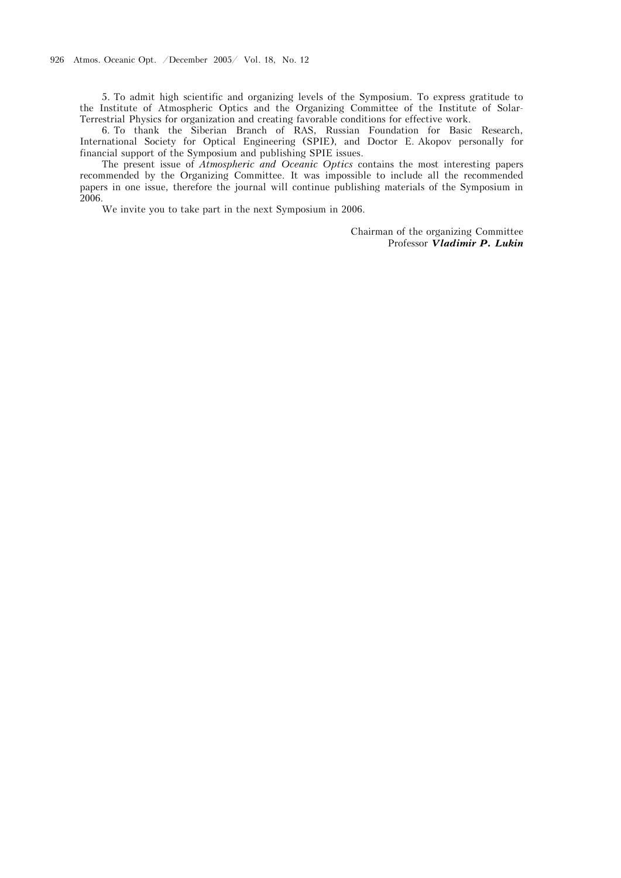5. To admit high scientific and organizing levels of the Symposium. To express gratitude to the Institute of Atmospheric Optics and the Organizing Committee of the Institute of Solar-Terrestrial Physics for organization and creating favorable conditions for effective work.

6. To thank the Siberian Branch of RAS, Russian Foundation for Basic Research, International Society for Optical Engineering (SPIE), and Doctor E. Akopov personally for financial support of the Symposium and publishing SPIE issues.

The present issue of *Atmospheric and Oceanic Optics* contains the most interesting papers recommended by the Organizing Committee. It was impossible to include all the recommended papers in one issue, therefore the journal will continue publishing materials of the Symposium in 2006.

We invite you to take part in the next Symposium in 2006.

Chairman of the organizing Committee
Professor ***Vladimir P. Lukin***